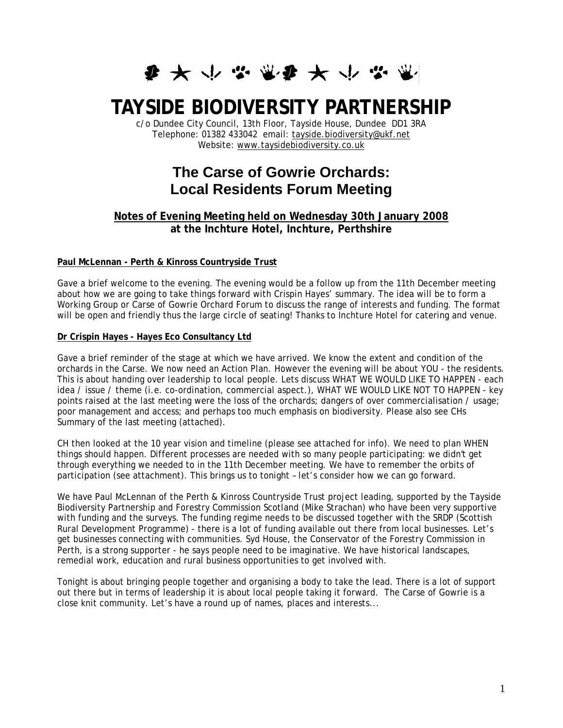# TAYSIDE BIODIVERSITY PARTNERSHIP

c/o Dundee City Council, 13th Floor, Tayside House, Dundee DD1 3RA
Telephone: 01382 433042 email: tayside.biodiversity@ukf.net
Website: www.taysidebiodiversity.co.uk

## The Carse of Gowrie Orchards: Local Residents Forum Meeting

### Notes of Evening Meeting held on Wednesday 30th January 2008 at the Inchture Hotel, Inchture, Perthshire

**Paul McLennan - Perth & Kinross Countryside Trust**

Gave a brief welcome to the evening. The evening would be a follow up from the 11th December meeting about how we are going to take things forward with Crispin Hayes' summary. The idea will be to form a Working Group or Carse of Gowrie Orchard Forum to discuss the range of interests and funding. The format will be open and friendly thus the large circle of seating! Thanks to Inchture Hotel for catering and venue.

**Dr Crispin Hayes - Hayes Eco Consultancy Ltd**

Gave a brief reminder of the stage at which we have arrived. We know the extent and condition of the orchards in the Carse. We now need an Action Plan. However the evening will be about YOU - the residents. This is about handing over leadership to local people. Lets discuss WHAT WE WOULD LIKE TO HAPPEN - each idea / issue / theme (i.e. co-ordination, commercial aspect.), WHAT WE WOULD LIKE NOT TO HAPPEN - key points raised at the last meeting were the loss of the orchards; dangers of over commercialisation / usage; poor management and access; and perhaps too much emphasis on biodiversity. Please also see CHs Summary of the last meeting (attached).

CH then looked at the 10 year vision and timeline (please see attached for info). We need to plan WHEN things should happen. Different processes are needed with so many people participating: we didn't get through everything we needed to in the 11th December meeting. We have to remember the orbits of participation (see attachment). This brings us to tonight – let's consider how we can go forward.

We have Paul McLennan of the Perth & Kinross Countryside Trust project leading, supported by the Tayside Biodiversity Partnership and Forestry Commission Scotland (Mike Strachan) who have been very supportive with funding and the surveys. The funding regime needs to be discussed together with the SRDP (Scottish Rural Development Programme) - there is a lot of funding available out there from local businesses. Let's get businesses connecting with communities. Syd House, the Conservator of the Forestry Commission in Perth, is a strong supporter - he says people need to be imaginative. We have historical landscapes, remedial work, education and rural business opportunities to get involved with.

Tonight is about bringing people together and organising a body to take the lead. There is a lot of support out there but in terms of leadership it is about local people taking it forward. The Carse of Gowrie is a close knit community. Let's have a round up of names, places and interests...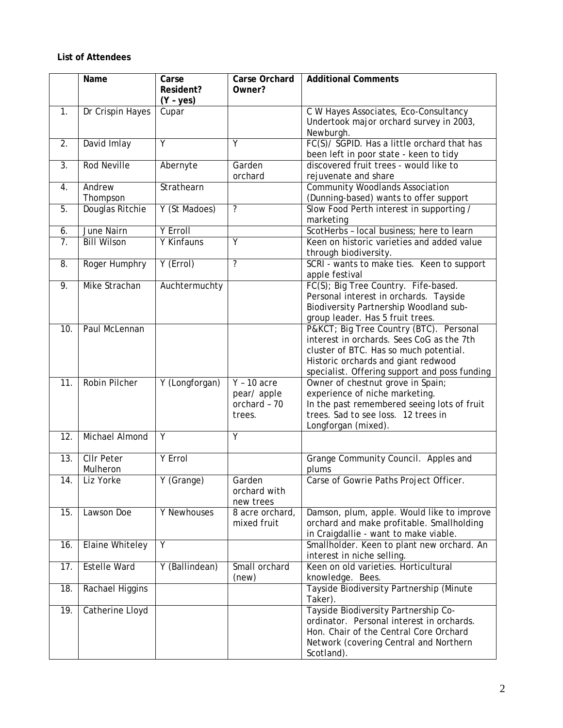**List of Attendees**

| | Name | Carse Resident? (Y – yes) | Carse Orchard Owner? | Additional Comments |
|---|---|---|---|---|
| 1. | Dr Crispin Hayes | Cupar | | C W Hayes Associates, Eco-Consultancy Undertook major orchard survey in 2003, Newburgh. |
| 2. | David Imlay | Y | Y | FC(S)/ SGPID. Has a little orchard that has been left in poor state - keen to tidy |
| 3. | Rod Neville | Abernyte | Garden orchard | discovered fruit trees - would like to rejuvenate and share |
| 4. | Andrew Thompson | Strathearn | | Community Woodlands Association (Dunning-based) wants to offer support |
| 5. | Douglas Ritchie | Y (St Madoes) | ? | Slow Food Perth interest in supporting / marketing |
| 6. | June Nairn | Y Erroll | | ScotHerbs – local business; here to learn |
| 7. | Bill Wilson | Y Kinfauns | Y | Keen on historic varieties and added value through biodiversity. |
| 8. | Roger Humphry | Y (Errol) | ? | SCRI - wants to make ties. Keen to support apple festival |
| 9. | Mike Strachan | Auchtermuchty | | FC(S); Big Tree Country. Fife-based. Personal interest in orchards. Tayside Biodiversity Partnership Woodland sub-group leader. Has 5 fruit trees. |
| 10. | Paul McLennan | | | P&KCT; Big Tree Country (BTC). Personal interest in orchards. Sees CoG as the 7th cluster of BTC. Has so much potential. Historic orchards and giant redwood specialist. Offering support and poss funding |
| 11. | Robin Pilcher | Y (Longforgan) | Y – 10 acre pear/ apple orchard – 70 trees. | Owner of chestnut grove in Spain; experience of niche marketing. In the past remembered seeing lots of fruit trees. Sad to see loss. 12 trees in Longforgan (mixed). |
| 12. | Michael Almond | Y | Y | |
| 13. | Cllr Peter Mulheron | Y Errol | | Grange Community Council. Apples and plums |
| 14. | Liz Yorke | Y (Grange) | Garden orchard with new trees | Carse of Gowrie Paths Project Officer. |
| 15. | Lawson Doe | Y Newhouses | 8 acre orchard, mixed fruit | Damson, plum, apple. Would like to improve orchard and make profitable. Smallholding in Craigdallie - want to make viable. |
| 16. | Elaine Whiteley | Y | | Smallholder. Keen to plant new orchard. An interest in niche selling. |
| 17. | Estelle Ward | Y (Ballindean) | Small orchard (new) | Keen on old varieties. Horticultural knowledge. Bees. |
| 18. | Rachael Higgins | | | Tayside Biodiversity Partnership (Minute Taker). |
| 19. | Catherine Lloyd | | | Tayside Biodiversity Partnership Co-ordinator. Personal interest in orchards. Hon. Chair of the Central Core Orchard Network (covering Central and Northern Scotland). |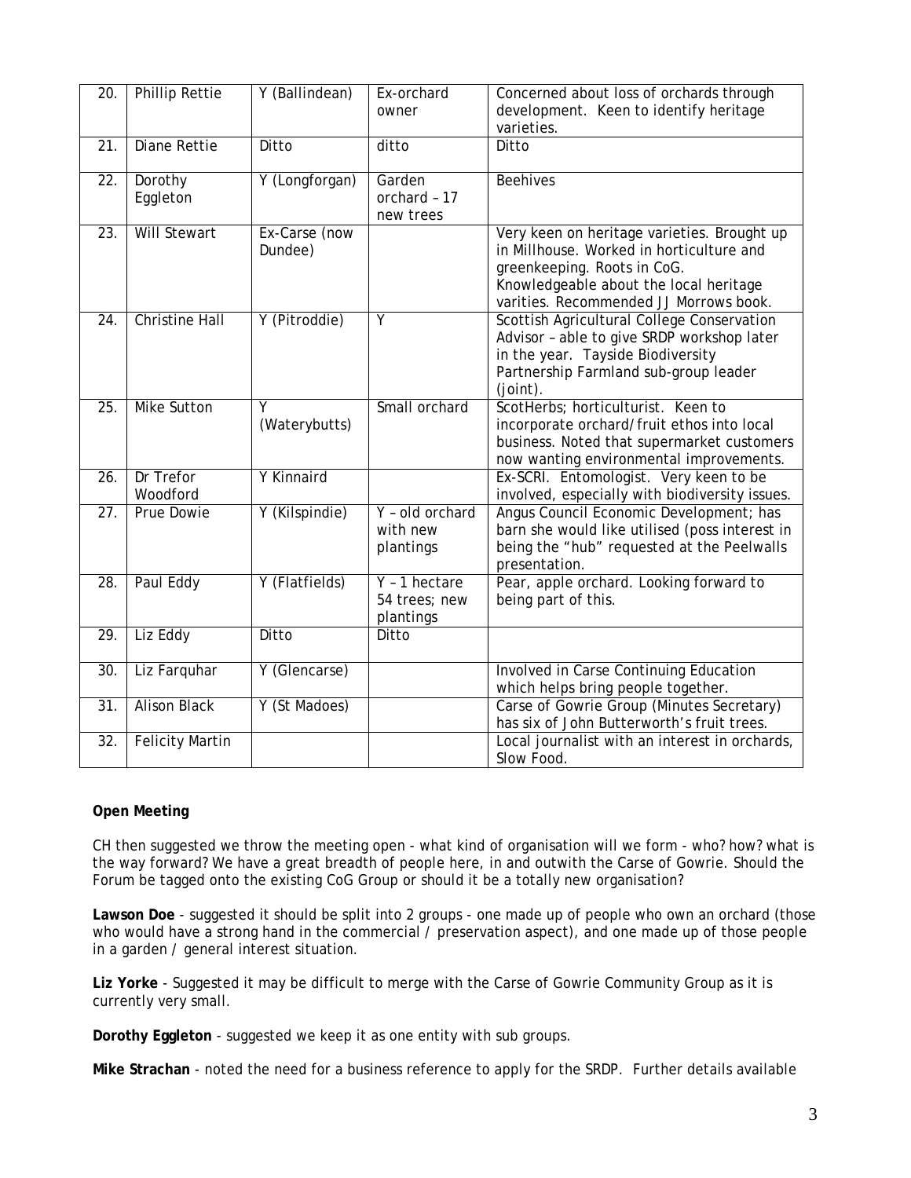| 20. | Phillip Rettie | Y (Ballindean) | Ex-orchard owner | Concerned about loss of orchards through development. Keen to identify heritage varieties. |
|---|---|---|---|---|
| 21. | Diane Rettie | Ditto | ditto | Ditto |
| 22. | Dorothy Eggleton | Y (Longforgan) | Garden orchard – 17 new trees | Beehives |
| 23. | Will Stewart | Ex-Carse (now Dundee) | | Very keen on heritage varieties. Brought up in Millhouse. Worked in horticulture and greenkeeping. Roots in CoG. Knowledgeable about the local heritage varities. Recommended JJ Morrows book. |
| 24. | Christine Hall | Y (Pitroddie) | Y | Scottish Agricultural College Conservation Advisor – able to give SRDP workshop later in the year. Tayside Biodiversity Partnership Farmland sub-group leader (joint). |
| 25. | Mike Sutton | Y (Waterybutts) | Small orchard | ScotHerbs; horticulturist. Keen to incorporate orchard/fruit ethos into local business. Noted that supermarket customers now wanting environmental improvements. |
| 26. | Dr Trefor Woodford | Y Kinnaird | | Ex-SCRI. Entomologist. Very keen to be involved, especially with biodiversity issues. |
| 27. | Prue Dowie | Y (Kilspindie) | Y – old orchard with new plantings | Angus Council Economic Development; has barn she would like utilised (poss interest in being the "hub" requested at the Peelwalls presentation. |
| 28. | Paul Eddy | Y (Flatfields) | Y – 1 hectare 54 trees; new plantings | Pear, apple orchard. Looking forward to being part of this. |
| 29. | Liz Eddy | Ditto | Ditto | |
| 30. | Liz Farquhar | Y (Glencarse) | | Involved in Carse Continuing Education which helps bring people together. |
| 31. | Alison Black | Y (St Madoes) | | Carse of Gowrie Group (Minutes Secretary) has six of John Butterworth's fruit trees. |
| 32. | Felicity Martin | | | Local journalist with an interest in orchards, Slow Food. |

**Open Meeting**

CH then suggested we throw the meeting open - what kind of organisation will we form - who? how? what is the way forward? We have a great breadth of people here, in and outwith the Carse of Gowrie. Should the Forum be tagged onto the existing CoG Group or should it be a totally new organisation?

**Lawson Doe** - suggested it should be split into 2 groups - one made up of people who own an orchard (those who would have a strong hand in the commercial / preservation aspect), and one made up of those people in a garden / general interest situation.

**Liz Yorke** - Suggested it may be difficult to merge with the Carse of Gowrie Community Group as it is currently very small.

**Dorothy Eggleton** - suggested we keep it as one entity with sub groups.

**Mike Strachan** - noted the need for a business reference to apply for the SRDP. Further details available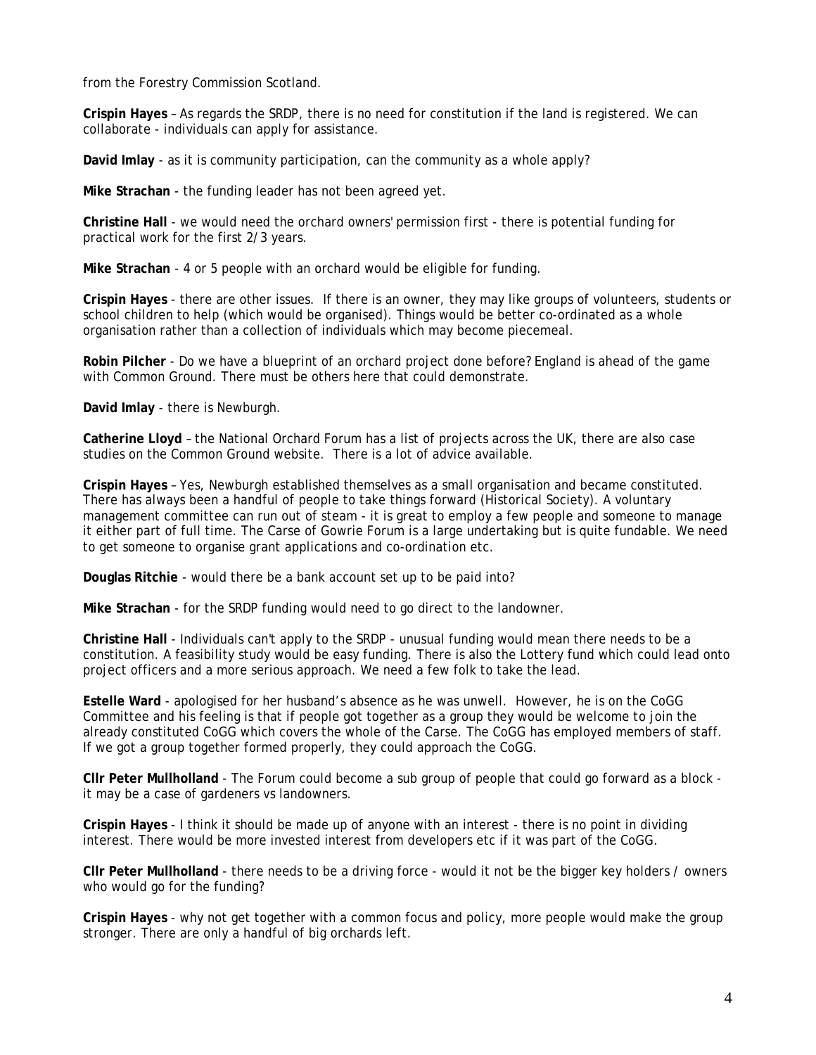from the Forestry Commission Scotland.

**Crispin Hayes** – As regards the SRDP, there is no need for constitution if the land is registered. We can collaborate - individuals can apply for assistance.

**David Imlay** - as it is community participation, can the community as a whole apply?

**Mike Strachan** - the funding leader has not been agreed yet.

**Christine Hall** - we would need the orchard owners' permission first - there is potential funding for practical work for the first 2/3 years.

**Mike Strachan** - 4 or 5 people with an orchard would be eligible for funding.

**Crispin Hayes** - there are other issues. If there is an owner, they may like groups of volunteers, students or school children to help (which would be organised). Things would be better co-ordinated as a whole organisation rather than a collection of individuals which may become piecemeal.

**Robin Pilcher** - Do we have a blueprint of an orchard project done before? England is ahead of the game with Common Ground. There must be others here that could demonstrate.

**David Imlay** - there is Newburgh.

**Catherine Lloyd** – the National Orchard Forum has a list of projects across the UK, there are also case studies on the Common Ground website. There is a lot of advice available.

**Crispin Hayes** – Yes, Newburgh established themselves as a small organisation and became constituted. There has always been a handful of people to take things forward (Historical Society). A voluntary management committee can run out of steam - it is great to employ a few people and someone to manage it either part of full time. The Carse of Gowrie Forum is a large undertaking but is quite fundable. We need to get someone to organise grant applications and co-ordination etc.

**Douglas Ritchie** - would there be a bank account set up to be paid into?

**Mike Strachan** - for the SRDP funding would need to go direct to the landowner.

**Christine Hall** - Individuals can't apply to the SRDP - unusual funding would mean there needs to be a constitution. A feasibility study would be easy funding. There is also the Lottery fund which could lead onto project officers and a more serious approach. We need a few folk to take the lead.

**Estelle Ward** - apologised for her husband's absence as he was unwell. However, he is on the CoGG Committee and his feeling is that if people got together as a group they would be welcome to join the already constituted CoGG which covers the whole of the Carse. The CoGG has employed members of staff. If we got a group together formed properly, they could approach the CoGG.

**Cllr Peter Mullholland** - The Forum could become a sub group of people that could go forward as a block - it may be a case of gardeners vs landowners.

**Crispin Hayes** - I think it should be made up of anyone with an interest - there is no point in dividing interest. There would be more invested interest from developers etc if it was part of the CoGG.

**Cllr Peter Mullholland** - there needs to be a driving force - would it not be the bigger key holders / owners who would go for the funding?

**Crispin Hayes** - why not get together with a common focus and policy, more people would make the group stronger. There are only a handful of big orchards left.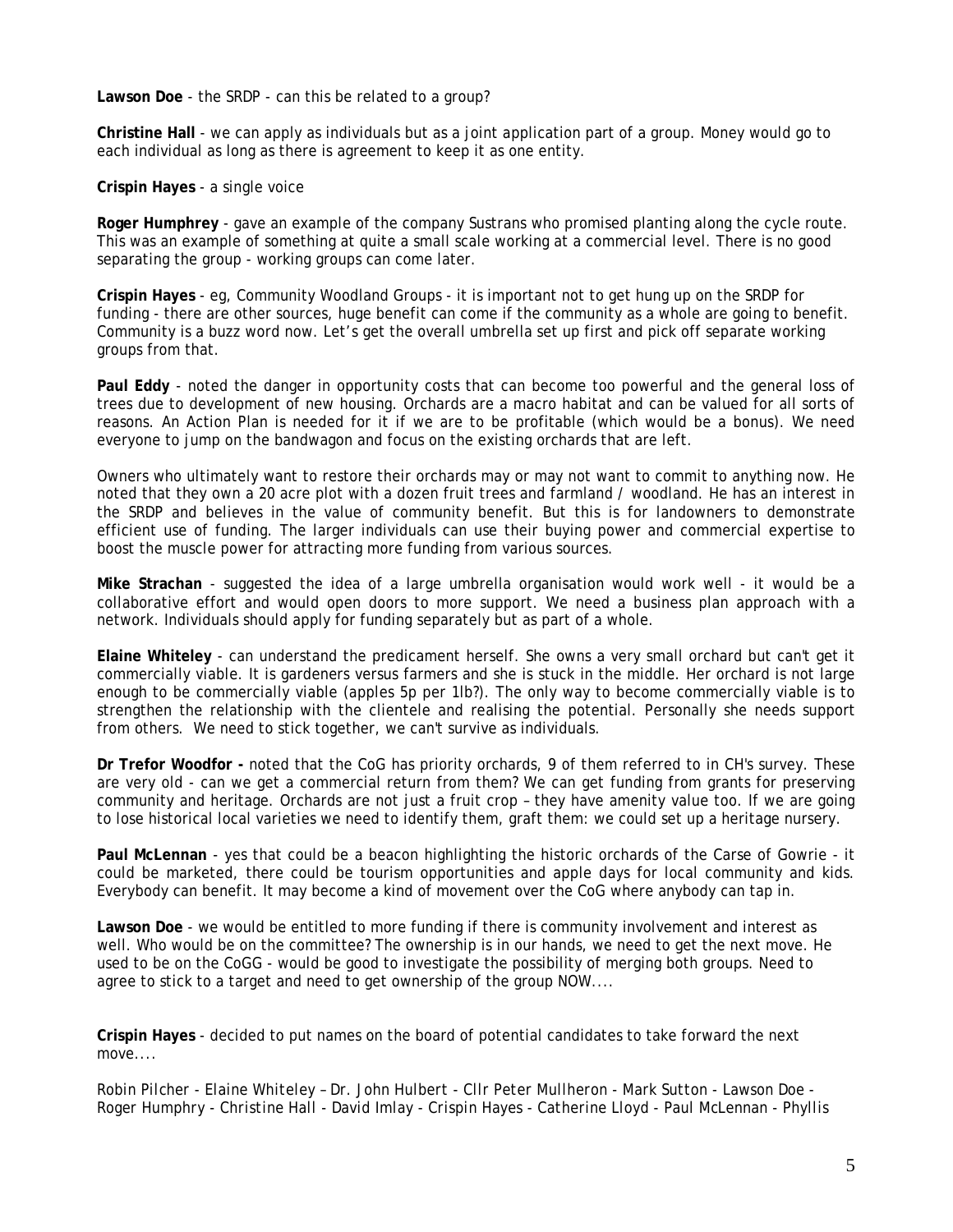**Lawson Doe** - the SRDP - can this be related to a group?

**Christine Hall** - we can apply as individuals but as a joint application part of a group. Money would go to each individual as long as there is agreement to keep it as one entity.

**Crispin Hayes** - a single voice

**Roger Humphrey** - gave an example of the company Sustrans who promised planting along the cycle route. This was an example of something at quite a small scale working at a commercial level. There is no good separating the group - working groups can come later.

**Crispin Hayes** - eg, Community Woodland Groups - it is important not to get hung up on the SRDP for funding - there are other sources, huge benefit can come if the community as a whole are going to benefit. Community is a buzz word now. Let's get the overall umbrella set up first and pick off separate working groups from that.

**Paul Eddy** - noted the danger in opportunity costs that can become too powerful and the general loss of trees due to development of new housing. Orchards are a macro habitat and can be valued for all sorts of reasons. An Action Plan is needed for it if we are to be profitable (which would be a bonus). We need everyone to jump on the bandwagon and focus on the existing orchards that are left.

Owners who ultimately want to restore their orchards may or may not want to commit to anything now. He noted that they own a 20 acre plot with a dozen fruit trees and farmland / woodland. He has an interest in the SRDP and believes in the value of community benefit. But this is for landowners to demonstrate efficient use of funding. The larger individuals can use their buying power and commercial expertise to boost the muscle power for attracting more funding from various sources.

**Mike Strachan** - suggested the idea of a large umbrella organisation would work well - it would be a collaborative effort and would open doors to more support. We need a business plan approach with a network. Individuals should apply for funding separately but as part of a whole.

**Elaine Whiteley** - can understand the predicament herself. She owns a very small orchard but can't get it commercially viable. It is gardeners versus farmers and she is stuck in the middle. Her orchard is not large enough to be commercially viable (apples 5p per 1lb?). The only way to become commercially viable is to strengthen the relationship with the clientele and realising the potential. Personally she needs support from others. We need to stick together, we can't survive as individuals.

**Dr Trefor Woodfor -** noted that the CoG has priority orchards, 9 of them referred to in CH's survey. These are very old - can we get a commercial return from them? We can get funding from grants for preserving community and heritage. Orchards are not just a fruit crop – they have amenity value too. If we are going to lose historical local varieties we need to identify them, graft them: we could set up a heritage nursery.

**Paul McLennan** - yes that could be a beacon highlighting the historic orchards of the Carse of Gowrie - it could be marketed, there could be tourism opportunities and apple days for local community and kids. Everybody can benefit. It may become a kind of movement over the CoG where anybody can tap in.

**Lawson Doe** - we would be entitled to more funding if there is community involvement and interest as well. Who would be on the committee? The ownership is in our hands, we need to get the next move. He used to be on the CoGG - would be good to investigate the possibility of merging both groups. Need to agree to stick to a target and need to get ownership of the group NOW....

**Crispin Hayes** - decided to put names on the board of potential candidates to take forward the next move....

*Robin Pilcher - Elaine Whiteley – Dr. John Hulbert - Cllr Peter Mullheron - Mark Sutton - Lawson Doe - Roger Humphry - Christine Hall - David Imlay - Crispin Hayes - Catherine Lloyd - Paul McLennan - Phyllis*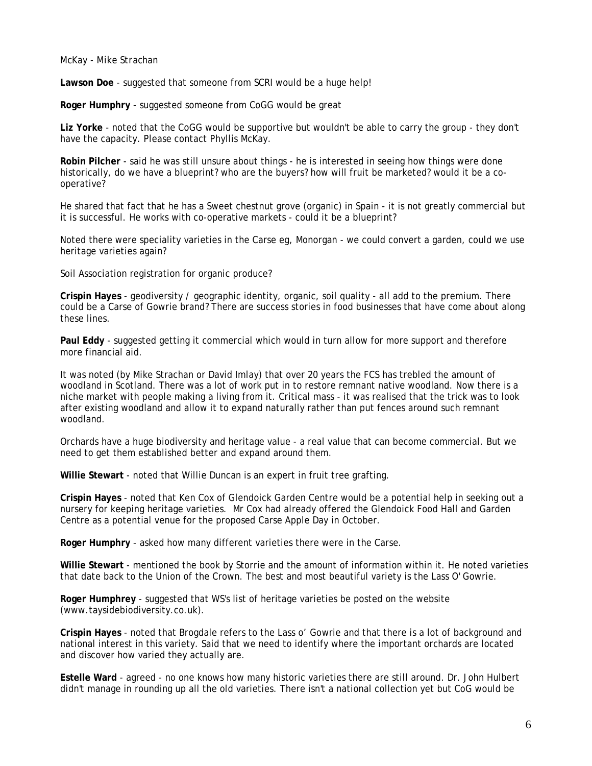McKay - Mike Strachan

**Lawson Doe** - suggested that someone from SCRI would be a huge help!

**Roger Humphry** - suggested someone from CoGG would be great

**Liz Yorke** - noted that the CoGG would be supportive but wouldn't be able to carry the group - they don't have the capacity. Please contact Phyllis McKay.

**Robin Pilcher** - said he was still unsure about things - he is interested in seeing how things were done historically, do we have a blueprint? who are the buyers? how will fruit be marketed? would it be a co-operative?

He shared that fact that he has a Sweet chestnut grove (organic) in Spain - it is not greatly commercial but it is successful. He works with co-operative markets - could it be a blueprint?

Noted there were speciality varieties in the Carse eg, Monorgan - we could convert a garden, could we use heritage varieties again?

Soil Association registration for organic produce?

**Crispin Hayes** - geodiversity / geographic identity, organic, soil quality - all add to the premium. There could be a Carse of Gowrie brand? There are success stories in food businesses that have come about along these lines.

**Paul Eddy** - suggested getting it commercial which would in turn allow for more support and therefore more financial aid.

It was noted (by Mike Strachan or David Imlay) that over 20 years the FCS has trebled the amount of woodland in Scotland. There was a lot of work put in to restore remnant native woodland. Now there is a niche market with people making a living from it. Critical mass - it was realised that the trick was to look after existing woodland and allow it to expand naturally rather than put fences around such remnant woodland.

Orchards have a huge biodiversity and heritage value - a real value that can become commercial. But we need to get them established better and expand around them.

**Willie Stewart** - noted that Willie Duncan is an expert in fruit tree grafting.

**Crispin Hayes** - noted that Ken Cox of Glendoick Garden Centre would be a potential help in seeking out a nursery for keeping heritage varieties. Mr Cox had already offered the Glendoick Food Hall and Garden Centre as a potential venue for the proposed Carse Apple Day in October.

**Roger Humphry** - asked how many different varieties there were in the Carse.

**Willie Stewart** - mentioned the book by Storrie and the amount of information within it. He noted varieties that date back to the Union of the Crown. The best and most beautiful variety is the Lass O' Gowrie.

**Roger Humphrey** - suggested that WS's list of heritage varieties be posted on the website (www.taysidebiodiversity.co.uk).

**Crispin Hayes** - noted that Brogdale refers to the Lass o' Gowrie and that there is a lot of background and national interest in this variety. Said that we need to identify where the important orchards are located and discover how varied they actually are.

**Estelle Ward** - agreed - no one knows how many historic varieties there are still around. Dr. John Hulbert didn't manage in rounding up all the old varieties. There isn't a national collection yet but CoG would be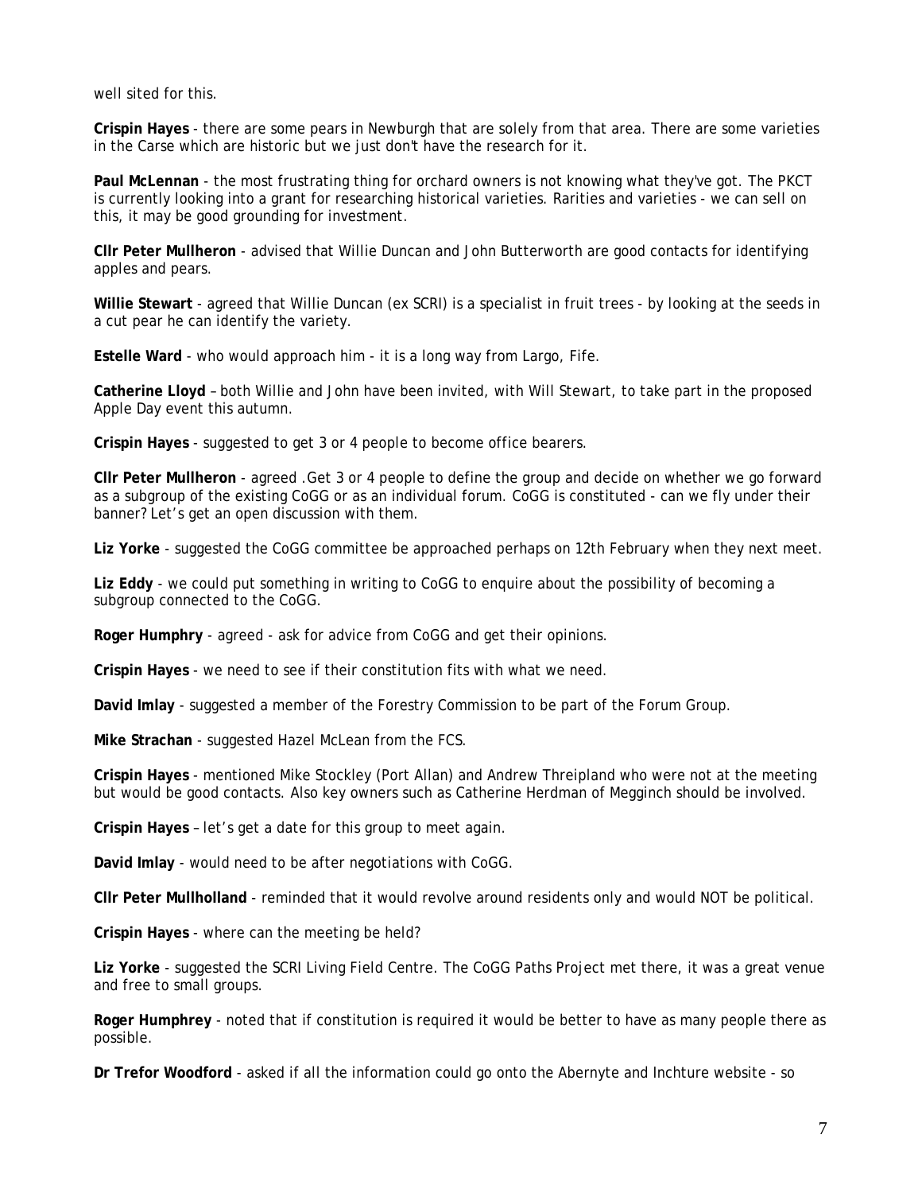well sited for this.

**Crispin Hayes** - there are some pears in Newburgh that are solely from that area. There are some varieties in the Carse which are historic but we just don't have the research for it.

**Paul McLennan** - the most frustrating thing for orchard owners is not knowing what they've got. The PKCT is currently looking into a grant for researching historical varieties. Rarities and varieties - we can sell on this, it may be good grounding for investment.

**Cllr Peter Mullheron** - advised that Willie Duncan and John Butterworth are good contacts for identifying apples and pears.

**Willie Stewart** - agreed that Willie Duncan (ex SCRI) is a specialist in fruit trees - by looking at the seeds in a cut pear he can identify the variety.

**Estelle Ward** - who would approach him - it is a long way from Largo, Fife.

**Catherine Lloyd** – both Willie and John have been invited, with Will Stewart, to take part in the proposed Apple Day event this autumn.

**Crispin Hayes** - suggested to get 3 or 4 people to become office bearers.

**Cllr Peter Mullheron** - agreed .Get 3 or 4 people to define the group and decide on whether we go forward as a subgroup of the existing CoGG or as an individual forum. CoGG is constituted - can we fly under their banner? Let's get an open discussion with them.

**Liz Yorke** - suggested the CoGG committee be approached perhaps on 12th February when they next meet.

**Liz Eddy** - we could put something in writing to CoGG to enquire about the possibility of becoming a subgroup connected to the CoGG.

**Roger Humphry** - agreed - ask for advice from CoGG and get their opinions.

**Crispin Hayes** - we need to see if their constitution fits with what we need.

**David Imlay** - suggested a member of the Forestry Commission to be part of the Forum Group.

**Mike Strachan** - suggested Hazel McLean from the FCS.

**Crispin Hayes** - mentioned Mike Stockley (Port Allan) and Andrew Threipland who were not at the meeting but would be good contacts. Also key owners such as Catherine Herdman of Megginch should be involved.

**Crispin Hayes** – let's get a date for this group to meet again.

**David Imlay** - would need to be after negotiations with CoGG.

**Cllr Peter Mullholland** - reminded that it would revolve around residents only and would NOT be political.

**Crispin Hayes** - where can the meeting be held?

**Liz Yorke** - suggested the SCRI Living Field Centre. The CoGG Paths Project met there, it was a great venue and free to small groups.

**Roger Humphrey** - noted that if constitution is required it would be better to have as many people there as possible.

**Dr Trefor Woodford** - asked if all the information could go onto the Abernyte and Inchture website - so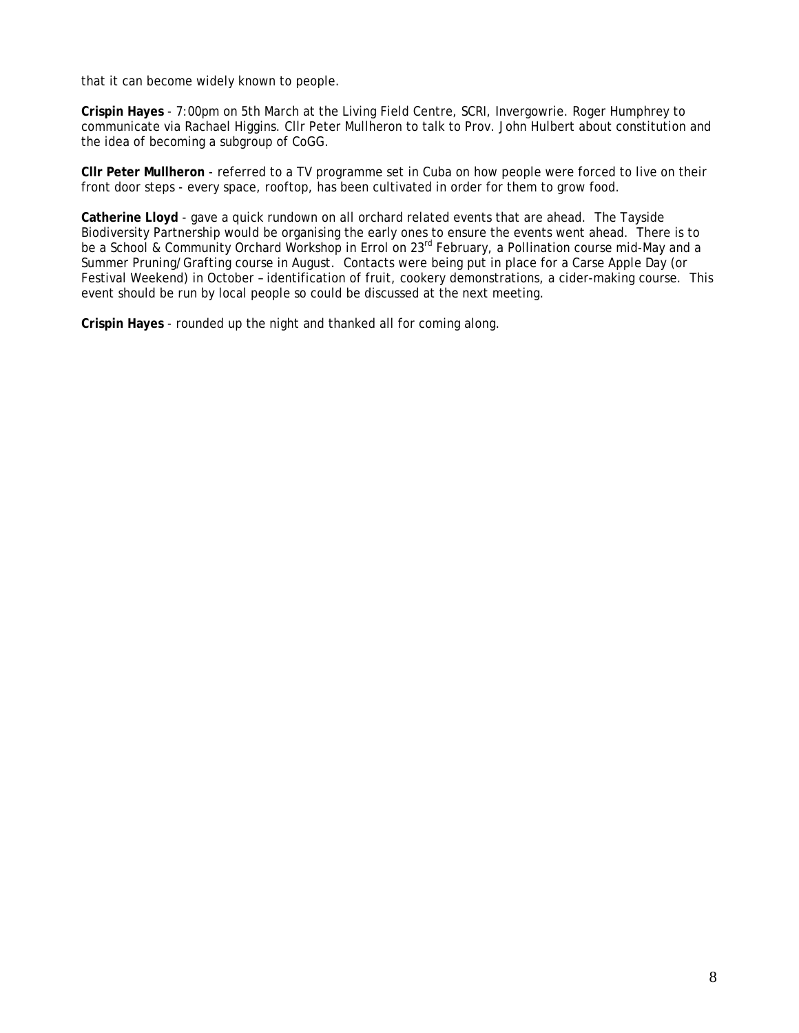that it can become widely known to people.

**Crispin Hayes** - 7:00pm on 5th March at the Living Field Centre, SCRI, Invergowrie. Roger Humphrey to communicate via Rachael Higgins. Cllr Peter Mullheron to talk to Prov. John Hulbert about constitution and the idea of becoming a subgroup of CoGG.

**Cllr Peter Mullheron** - referred to a TV programme set in Cuba on how people were forced to live on their front door steps - every space, rooftop, has been cultivated in order for them to grow food.

**Catherine Lloyd** - gave a quick rundown on all orchard related events that are ahead. The Tayside Biodiversity Partnership would be organising the early ones to ensure the events went ahead. There is to be a School & Community Orchard Workshop in Errol on 23rd February, a Pollination course mid-May and a Summer Pruning/Grafting course in August. Contacts were being put in place for a Carse Apple Day (or Festival Weekend) in October – identification of fruit, cookery demonstrations, a cider-making course. This event should be run by local people so could be discussed at the next meeting.

**Crispin Hayes** - rounded up the night and thanked all for coming along.